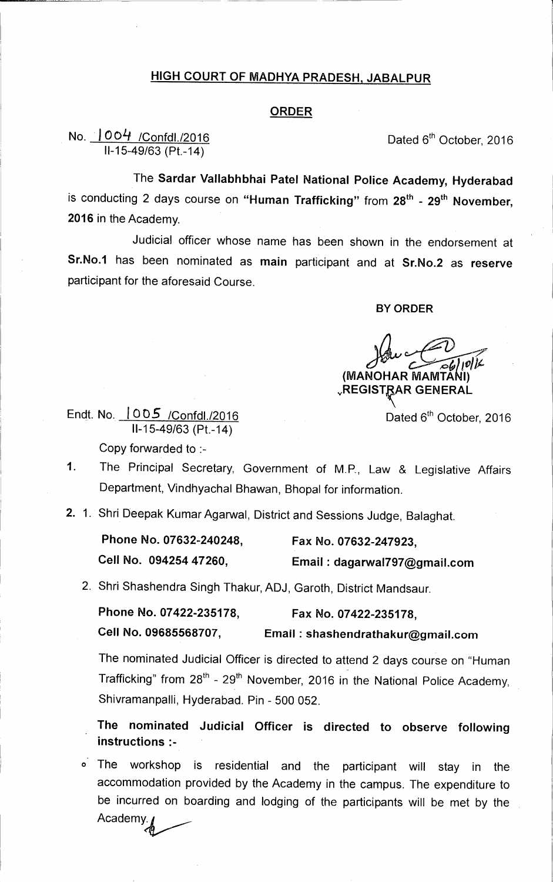## HIGH COURT OF MADHYA PRADESH, JABALPUR

### ORDER

No. 1004 /Confdl./2016
II-15-49/63 (Pt.-14)

Dated 6th October, 2016

The **Sardar Vallabhbhai Patel National Police Academy, Hyderabad** is conducting 2 days course on **"Human Trafficking"** from **28th - 29th November, 2016** in the Academy.

Judicial officer whose name has been shown in the endorsement at **Sr.No.1** has been nominated as **main** participant and at **Sr.No.2** as **reserve** participant for the aforesaid Course.

**BY ORDER**

**(MANOHAR MAMTANI)**
**REGISTRAR GENERAL**

Endt. No. 1005 /Confdl./2016
II-15-49/63 (Pt.-14)

Dated 6th October, 2016

Copy forwarded to :-

1. The Principal Secretary, Government of M.P., Law & Legislative Affairs Department, Vindhyachal Bhawan, Bhopal for information.
2. 1. Shri Deepak Kumar Agarwal, District and Sessions Judge, Balaghat.

   **Phone No. 07632-240248,** **Fax No. 07632-247923,**
   **Cell No. 094254 47260,** **Email : dagarwal797@gmail.com**

   2. Shri Shashendra Singh Thakur, ADJ, Garoth, District Mandsaur.

   **Phone No. 07422-235178,** **Fax No. 07422-235178,**
   **Cell No. 09685568707,** **Email : shashendrathakur@gmail.com**

   The nominated Judicial Officer is directed to attend 2 days course on "Human Trafficking" from 28th - 29th November, 2016 in the National Police Academy, Shivramanpalli, Hyderabad. Pin - 500 052.

   **The nominated Judicial Officer is directed to observe following instructions :-**

- The workshop is residential and the participant will stay in the accommodation provided by the Academy in the campus. The expenditure to be incurred on boarding and lodging of the participants will be met by the Academy.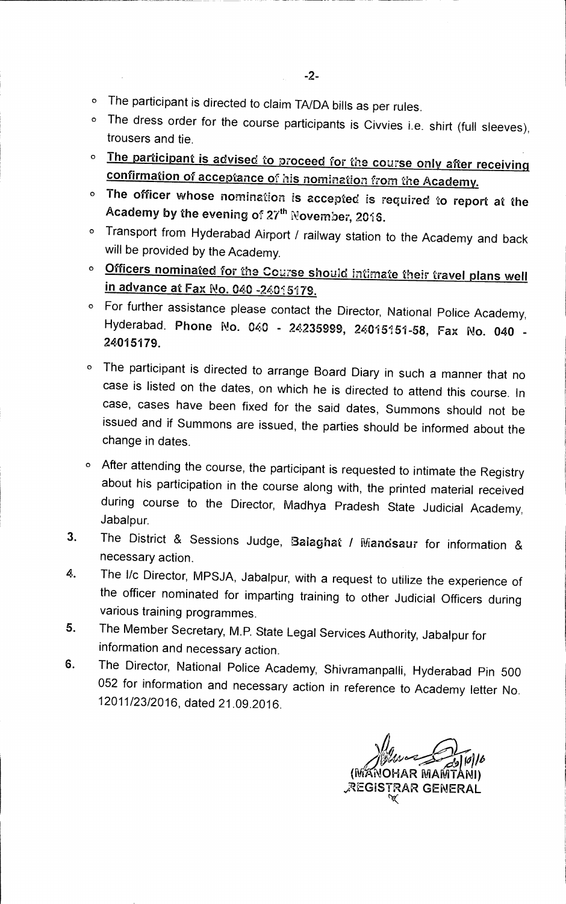- The participant is directed to claim TA/DA bills as per rules.
- The dress order for the course participants is Civvies i.e. shirt (full sleeves), trousers and tie.
- **The participant is advised to proceed for the course only after receiving confirmation of acceptance of his nomination from the Academy.**
- **The officer whose nomination is accepted is required to report at the Academy by the evening of 27th November, 2016.**
- Transport from Hyderabad Airport / railway station to the Academy and back will be provided by the Academy.
- **Officers nominated for the Course should intimate their travel plans well in advance at Fax No. 040 -24015179.**
- For further assistance please contact the Director, National Police Academy, Hyderabad. **Phone No. 040 - 24235999, 24015151-58, Fax No. 040 - 24015179.**
- The participant is directed to arrange Board Diary in such a manner that no case is listed on the dates, on which he is directed to attend this course. In case, cases have been fixed for the said dates, Summons should not be issued and if Summons are issued, the parties should be informed about the change in dates.
- After attending the course, the participant is requested to intimate the Registry about his participation in the course along with, the printed material received during course to the Director, Madhya Pradesh State Judicial Academy, Jabalpur.

3. The District & Sessions Judge, Balaghat / Mandsaur for information & necessary action.
4. The I/c Director, MPSJA, Jabalpur, with a request to utilize the experience of the officer nominated for imparting training to other Judicial Officers during various training programmes.
5. The Member Secretary, M.P. State Legal Services Authority, Jabalpur for information and necessary action.
6. The Director, National Police Academy, Shivramanpalli, Hyderabad Pin 500 052 for information and necessary action in reference to Academy letter No. 12011/23/2016, dated 21.09.2016.

(MANOHAR MAMTANI)
REGISTRAR GENERAL